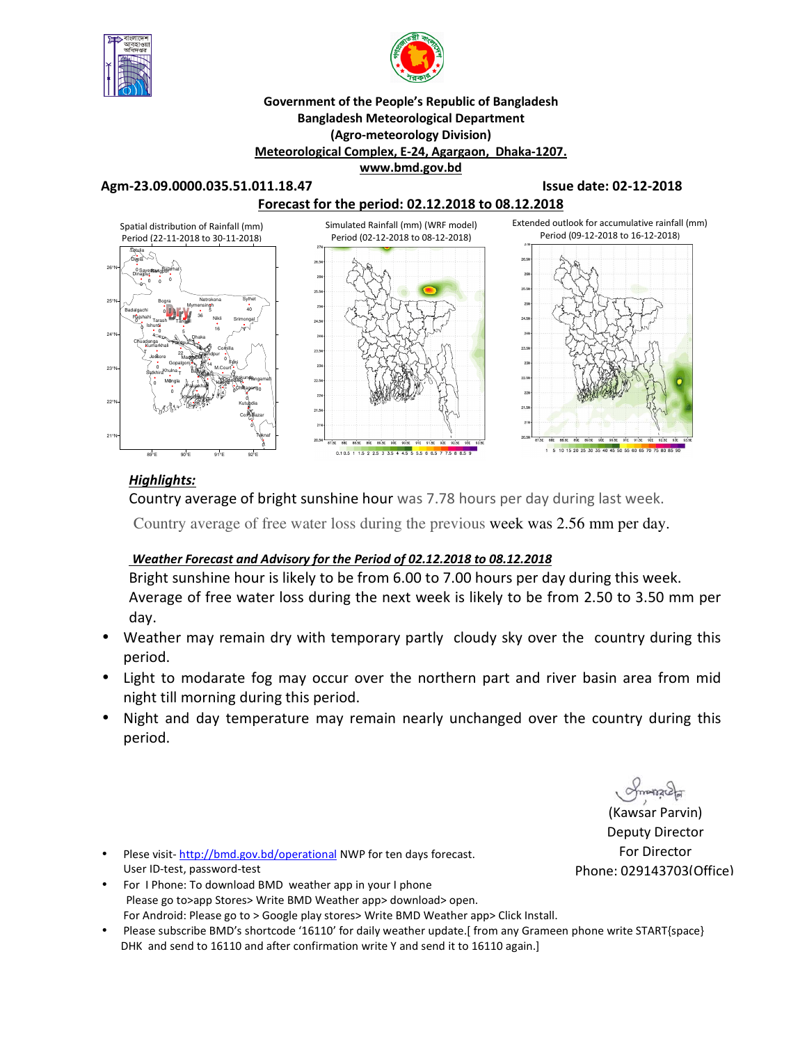**Government of the People's Republic of Bangladesh**
**Bangladesh Meteorological Department**
**(Agro-meteorology Division)**
**Meteorological Complex, E-24, Agargaon, Dhaka-1207.**
**www.bmd.gov.bd**

**Agm-23.09.0000.035.51.011.18.47** **Issue date: 02-12-2018**

**Forecast for the period: 02.12.2018 to 08.12.2018**

Spatial distribution of Rainfall (mm) Period (22-11-2018 to 30-11-2018)

Simulated Rainfall (mm) (WRF model) Period (02-12-2018 to 08-12-2018)

Extended outlook for accumulative rainfall (mm) Period (09-12-2018 to 16-12-2018)

***Highlights:***

Country average of bright sunshine hour was 7.78 hours per day during last week.

Country average of free water loss during the previous week was 2.56 mm per day.

***Weather Forecast and Advisory for the Period of 02.12.2018 to 08.12.2018***

Bright sunshine hour is likely to be from 6.00 to 7.00 hours per day during this week.
Average of free water loss during the next week is likely to be from 2.50 to 3.50 mm per day.

- Weather may remain dry with temporary partly cloudy sky over the country during this period.
- Light to modarate fog may occur over the northern part and river basin area from mid night till morning during this period.
- Night and day temperature may remain nearly unchanged over the country during this period.

(Kawsar Parvin)
Deputy Director
For Director
Phone: 029143703(Office)

- Plese visit- http://bmd.gov.bd/operational NWP for ten days forecast. User ID-test, password-test
- For I Phone: To download BMD weather app in your I phone Please go to>app Stores> Write BMD Weather app> download> open. For Android: Please go to > Google play stores> Write BMD Weather app> Click Install.
- Please subscribe BMD's shortcode '16110' for daily weather update.[ from any Grameen phone write START{space} DHK and send to 16110 and after confirmation write Y and send it to 16110 again.]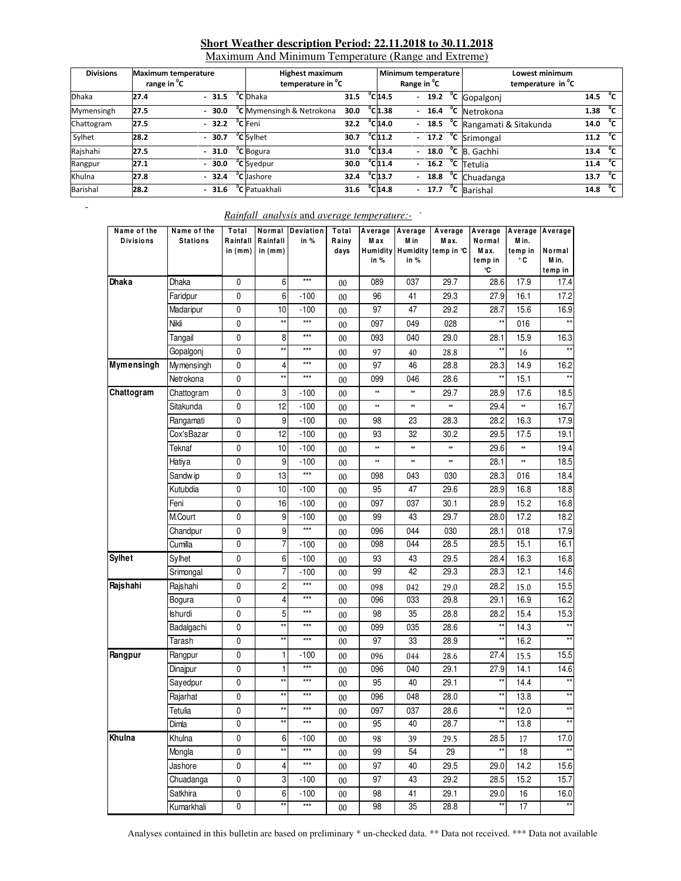## Short Weather description Period: 22.11.2018 to 30.11.2018

Maximum And Minimum Temperature (Range and Extreme)

| Divisions | Maximum temperature range in °C | Highest maximum temperature in °C | | Minimum temperature Range in °C | Lowest minimum temperature in °C | |
|---|---|---|---|---|---|---|
| Dhaka | 27.4 - 31.5 °C | Dhaka | 31.5 °C | 14.5 - 19.2 °C | Gopalgonj | 14.5 °C |
| Mymensingh | 27.5 - 30.0 °C | Mymensingh & Netrokona | 30.0 °C | 1.38 - 16.4 °C | Netrokona | 1.38 °C |
| Chattogram | 27.5 - 32.2 °C | Feni | 32.2 °C | 14.0 - 18.5 °C | Rangamati & Sitakunda | 14.0 °C |
| Sylhet | 28.2 - 30.7 °C | Sylhet | 30.7 °C | 11.2 - 17.2 °C | Srimongal | 11.2 °C |
| Rajshahi | 27.5 - 31.0 °C | Bogura | 31.0 °C | 13.4 - 18.0 °C | B. Gachhi | 13.4 °C |
| Rangpur | 27.1 - 30.0 °C | Syedpur | 30.0 °C | 11.4 - 16.2 °C | Tetulia | 11.4 °C |
| Khulna | 27.8 - 32.4 °C | Jashore | 32.4 °C | 13.7 - 18.8 °C | Chuadanga | 13.7 °C |
| Barishal | 28.2 - 31.6 °C | Patuakhali | 31.6 °C | 14.8 - 17.7 °C | Barishal | 14.8 °C |

*Rainfall analysis* and *average temperature:-*

| Name of the Divisions | Name of the Stations | Total Rainfall in (mm) | Normal Rainfall in (mm) | Deviation in % | Total Rainy days | Average Max Humidity in % | Average Min Humidity in % | Average Max. temp in °C | Average Normal Max. temp in °C | Average Min. temp in °C | Average Normal Min. temp in |
|---|---|---|---|---|---|---|---|---|---|---|---|
| **Dhaka** | Dhaka | 0 | 6 | *** | 00 | 089 | 037 | 29.7 | 28.6 | 17.9 | 17.4 |
| | Faridpur | 0 | 6 | -100 | 00 | 96 | 41 | 29.3 | 27.9 | 16.1 | 17.2 |
| | Madaripur | 0 | 10 | -100 | 00 | 97 | 47 | 29.2 | 28.7 | 15.6 | 16.9 |
| | Nikli | 0 | ** | *** | 00 | 097 | 049 | 028 | ** | 016 | ** |
| | Tangail | 0 | 8 | *** | 00 | 093 | 040 | 29.0 | 28.1 | 15.9 | 16.3 |
| | Gopalgonj | 0 | ** | *** | 00 | 97 | 40 | 28.8 | ** | 16 | ** |
| **Mymensingh** | Mymensingh | 0 | 4 | *** | 00 | 97 | 46 | 28.8 | 28.3 | 14.9 | 16.2 |
| | Netrokona | 0 | ** | *** | 00 | 099 | 046 | 28.6 | ** | 15.1 | ** |
| **Chattogram** | Chattogram | 0 | 3 | -100 | 00 | ** | ** | 29.7 | 28.9 | 17.6 | 18.5 |
| | Sitakunda | 0 | 12 | -100 | 00 | ** | ** | ** | 29.4 | ** | 16.7 |
| | Rangamati | 0 | 9 | -100 | 00 | 98 | 23 | 28.3 | 28.2 | 16.3 | 17.9 |
| | Cox'sBazar | 0 | 12 | -100 | 00 | 93 | 32 | 30.2 | 29.5 | 17.5 | 19.1 |
| | Teknaf | 0 | 10 | -100 | 00 | ** | ** | ** | 29.6 | ** | 19.4 |
| | Hatiya | 0 | 9 | -100 | 00 | ** | ** | ** | 28.1 | ** | 18.5 |
| | Sandwip | 0 | 13 | *** | 00 | 098 | 043 | 030 | 28.3 | 016 | 18.4 |
| | Kutubdia | 0 | 10 | -100 | 00 | 95 | 47 | 29.6 | 28.9 | 16.8 | 18.8 |
| | Feni | 0 | 16 | -100 | 00 | 097 | 037 | 30.1 | 28.9 | 15.2 | 16.8 |
| | M.Court | 0 | 9 | -100 | 00 | 99 | 43 | 29.7 | 28.0 | 17.2 | 18.2 |
| | Chandpur | 0 | 9 | *** | 00 | 096 | 044 | 030 | 28.1 | 018 | 17.9 |
| | Cumilla | 0 | 7 | -100 | 00 | 098 | 044 | 28.5 | 28.5 | 15.1 | 16.1 |
| **Sylhet** | Sylhet | 0 | 6 | -100 | 00 | 93 | 43 | 29.5 | 28.4 | 16.3 | 16.8 |
| | Srimongal | 0 | 7 | -100 | 00 | 99 | 42 | 29.3 | 28.3 | 12.1 | 14.6 |
| **Rajshahi** | Rajshahi | 0 | 2 | *** | 00 | 098 | 042 | 29.0 | 28.2 | 15.0 | 15.5 |
| | Bogura | 0 | 4 | *** | 00 | 096 | 033 | 29.8 | 29.1 | 16.9 | 16.2 |
| | Ishurdi | 0 | 5 | *** | 00 | 98 | 35 | 28.8 | 28.2 | 15.4 | 15.3 |
| | Badalgachi | 0 | ** | *** | 00 | 099 | 035 | 28.6 | ** | 14.3 | ** |
| | Tarash | 0 | ** | *** | 00 | 97 | 33 | 28.9 | ** | 16.2 | ** |
| **Rangpur** | Rangpur | 0 | 1 | -100 | 00 | 096 | 044 | 28.6 | 27.4 | 15.5 | 15.5 |
| | Dinajpur | 0 | 1 | *** | 00 | 096 | 040 | 29.1 | 27.9 | 14.1 | 14.6 |
| | Sayedpur | 0 | ** | *** | 00 | 95 | 40 | 29.1 | ** | 14.4 | ** |
| | Rajarhat | 0 | ** | *** | 00 | 096 | 048 | 28.0 | ** | 13.8 | ** |
| | Tetulia | 0 | ** | *** | 00 | 097 | 037 | 28.6 | ** | 12.0 | ** |
| | Dimla | 0 | ** | *** | 00 | 95 | 40 | 28.7 | ** | 13.8 | ** |
| **Khulna** | Khulna | 0 | 6 | -100 | 00 | 98 | 39 | 29.5 | 28.5 | 17 | 17.0 |
| | Mongla | 0 | ** | *** | 00 | 99 | 54 | 29 | ** | 18 | ** |
| | Jashore | 0 | 4 | *** | 00 | 97 | 40 | 29.5 | 29.0 | 14.2 | 15.6 |
| | Chuadanga | 0 | 3 | -100 | 00 | 97 | 43 | 29.2 | 28.5 | 15.2 | 15.7 |
| | Satkhira | 0 | 6 | -100 | 00 | 98 | 41 | 29.1 | 29.0 | 16 | 16.0 |
| | Kumarkhali | 0 | ** | *** | 00 | 98 | 35 | 28.8 | ** | 17 | ** |

Analyses contained in this bulletin are based on preliminary * un-checked data. ** Data not received. *** Data not available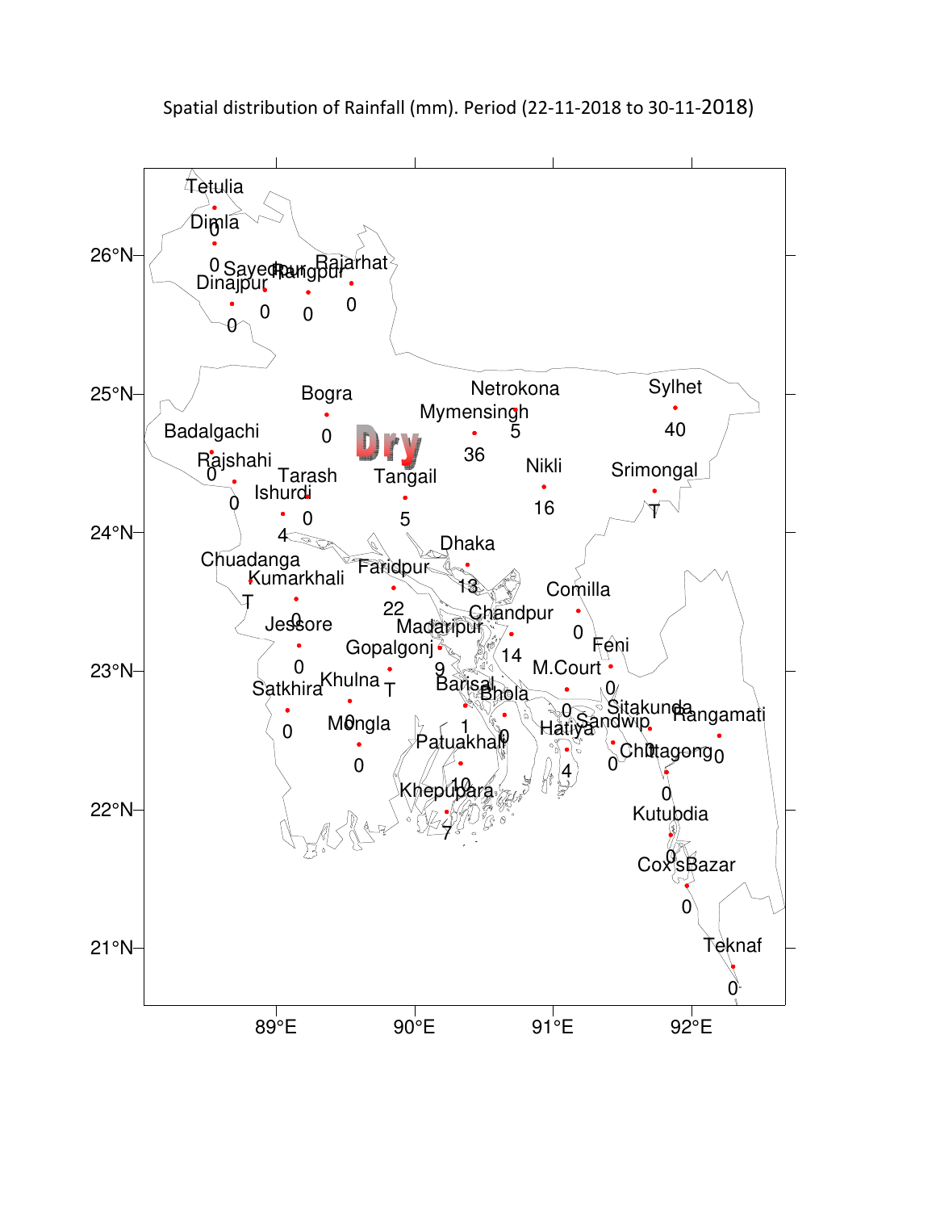Spatial distribution of Rainfall (mm). Period (22-11-2018 to 30-11-2018)

**Dry**

| Station | Rainfall (mm) |
|---|---|
| Tetulia | 0 |
| Dimla | 0 |
| Dinajpur | 0 |
| Sayedpur | 0 |
| Rangpur | 0 |
| Rajarhat | 0 |
| Bogra | 0 |
| Netrokona | 5 |
| Mymensingh | 36 |
| Sylhet | 40 |
| Badalgachi | 0 |
| Rajshahi | 0 |
| Tarash | 0 |
| Ishurdi | 4 |
| Tangail | 5 |
| Nikli | 16 |
| Srimongal | T |
| Dhaka | 13 |
| Chuadanga | T |
| Kumarkhali | 0 |
| Faridpur | 22 |
| Comilla | 0 |
| Chandpur | 14 |
| Madaripur | 9 |
| Jessore | 0 |
| Gopalgonj | T |
| Feni | 0 |
| M.Court | 0 |
| Satkhira | 0 |
| Khulna | 0 |
| Barisal | 1 |
| Bhola | 0 |
| Mongla | 0 |
| Sitakunda | 0 |
| Rangamati | 0 |
| Sandwip | 0 |
| Hatiya | 4 |
| Patuakhali | 10 |
| Chittagong | 0 |
| Khepupara | 7 |
| Kutubdia | 0 |
| Cox'sBazar | 0 |
| Teknaf | 0 |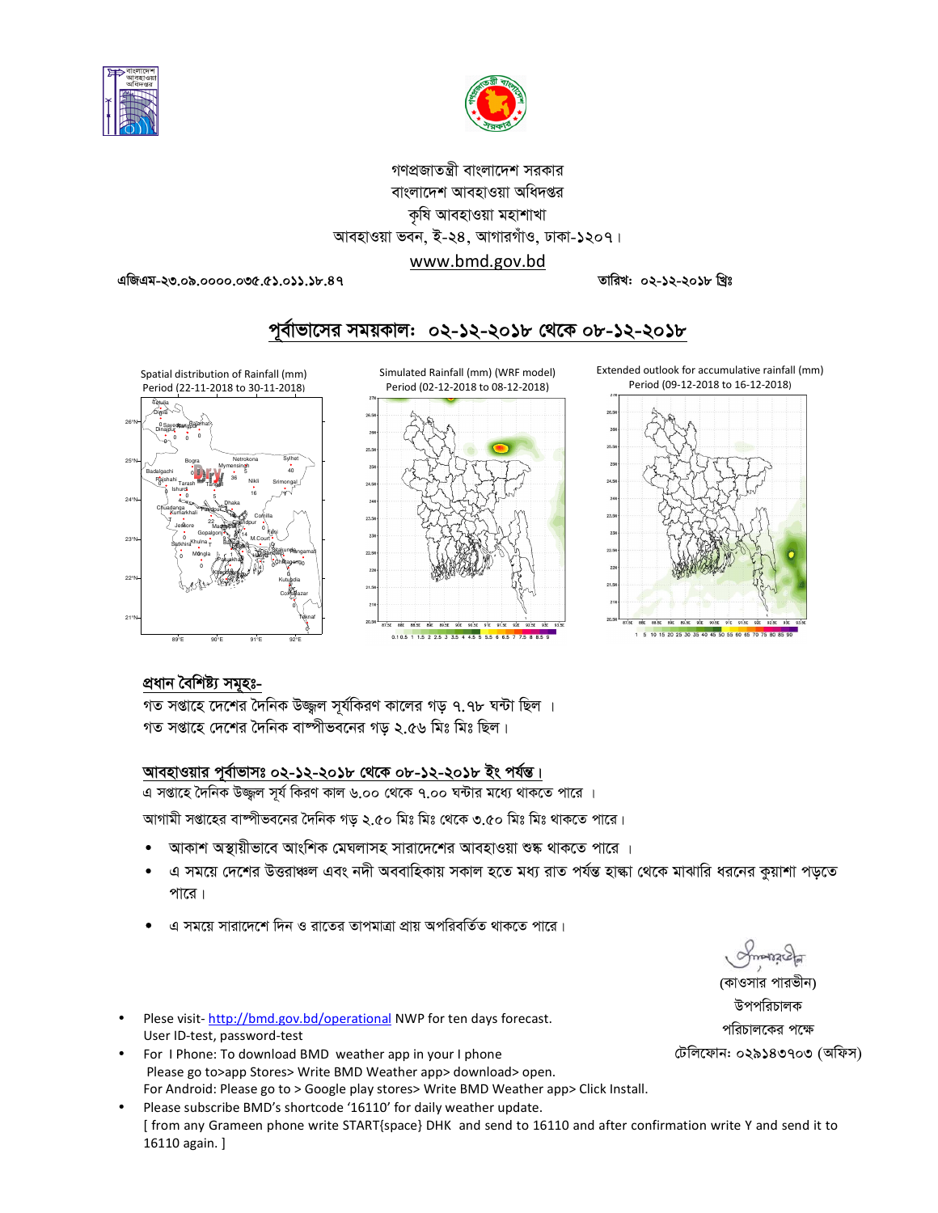গণপ্রজাতন্ত্রী বাংলাদেশ সরকার
বাংলাদেশ আবহাওয়া অধিদপ্তর
কৃষি আবহাওয়া মহাশাখা
আবহাওয়া ভবন, ই-২৪, আগারগাঁও, ঢাকা-১২০৭।
www.bmd.gov.bd

এজিএম-২৩.০৯.০০০০.০৩৫.৫১.০১১.১৮.৪৭ তারিখ: ০২-১২-২০১৮ খ্রিঃ

## পূর্বাভাসের সময়কাল: ০২-১২-২০১৮ থেকে ০৮-১২-২০১৮

Spatial distribution of Rainfall (mm) Period (22-11-2018 to 30-11-2018)

Simulated Rainfall (mm) (WRF model) Period (02-12-2018 to 08-12-2018)

Extended outlook for accumulative rainfall (mm) Period (09-12-2018 to 16-12-2018)

### প্রধান বৈশিষ্ট্য সমূহঃ-

গত সপ্তাহে দেশের দৈনিক উজ্জ্বল সূর্যকিরণ কালের গড় ৭.৭৮ ঘন্টা ছিল ।
গত সপ্তাহে দেশের দৈনিক বাষ্পীভবনের গড় ২.৫৬ মিঃ মিঃ ছিল।

### আবহাওয়ার পূর্বাভাসঃ ০২-১২-২০১৮ থেকে ০৮-১২-২০১৮ ইং পর্যন্ত।

এ সপ্তাহে দৈনিক উজ্জ্বল সূর্য কিরণ কাল ৬.০০ থেকে ৭.০০ ঘন্টার মধ্যে থাকতে পারে ।

আগামী সপ্তাহের বাষ্পীভবনের দৈনিক গড় ২.৫০ মিঃ মিঃ থেকে ৩.৫০ মিঃ মিঃ থাকতে পারে।

- আকাশ অস্থায়ীভাবে আংশিক মেঘলাসহ সারাদেশের আবহাওয়া শুষ্ক থাকতে পারে ।
- এ সময়ে দেশের উত্তরাঞ্চল এবং নদী অববাহিকায় সকাল হতে মধ্য রাত পর্যন্ত হাল্কা থেকে মাঝারি ধরনের কুয়াশা পড়তে পারে।
- এ সময়ে সারাদেশে দিন ও রাতের তাপমাত্রা প্রায় অপরিবর্তিত থাকতে পারে।

(কাওসার পারভীন)
উপপরিচালক
পরিচালকের পক্ষে
টেলিফোন: ০২৯১৪৩৭০৩ (অফিস)

- Plese visit- http://bmd.gov.bd/operational NWP for ten days forecast. User ID-test, password-test
- For I Phone: To download BMD weather app in your I phone Please go to>app Stores> Write BMD Weather app> download> open. For Android: Please go to > Google play stores> Write BMD Weather app> Click Install.
- Please subscribe BMD's shortcode '16110' for daily weather update. [ from any Grameen phone write START{space} DHK and send to 16110 and after confirmation write Y and send it to 16110 again. ]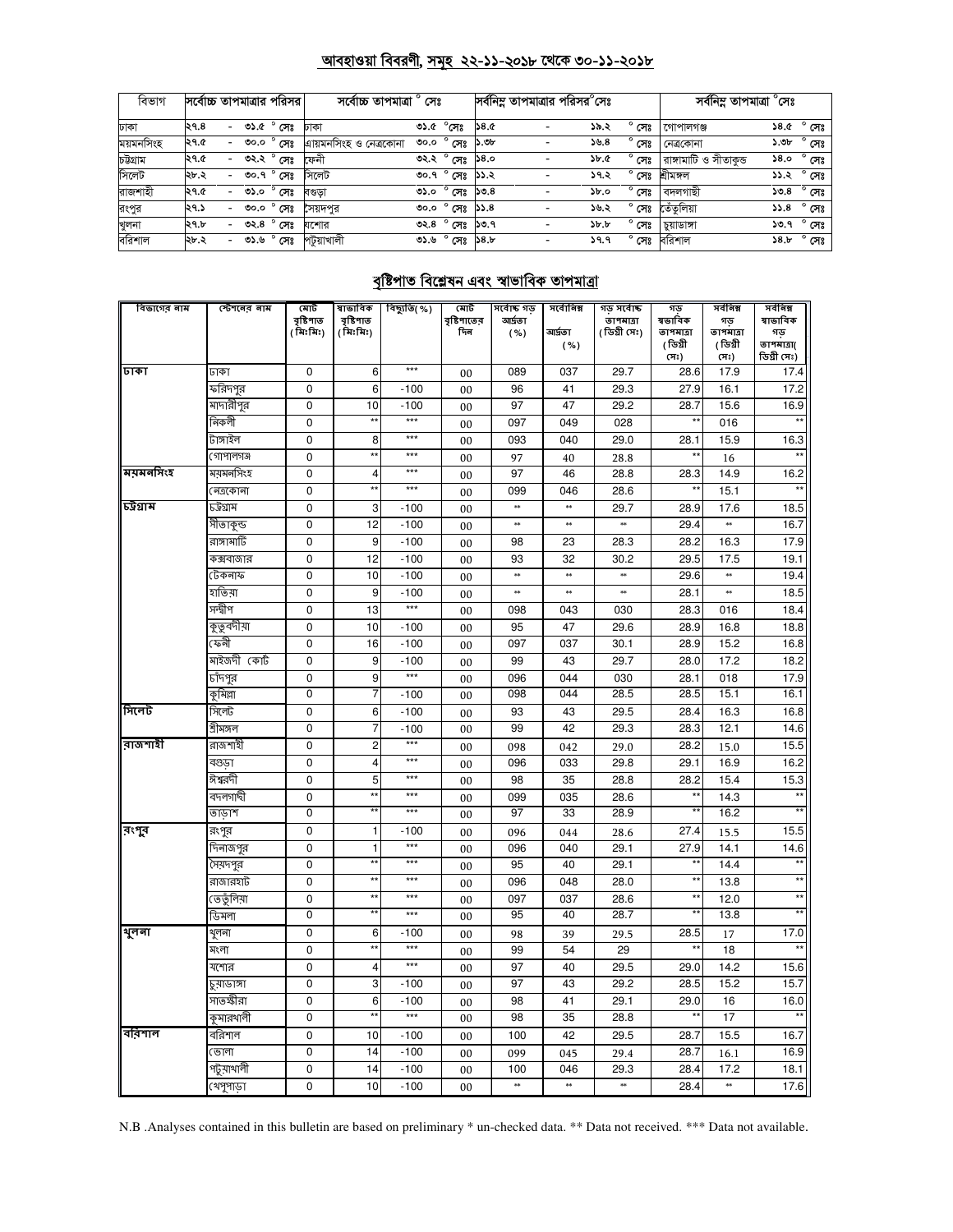## আবহাওয়া বিবরণী, সমূহ ২২-১১-২০১৮ থেকে ৩০-১১-২০১৮

| বিভাগ | সর্বোচ্চ তাপমাত্রার পরিসর | সর্বোচ্চ তাপমাত্রা °সেঃ | | সর্বনিম্ন তাপমাত্রার পরিসর °সেঃ | সর্বনিম্ন তাপমাত্রা °সেঃ | |
|---|---|---|---|---|---|---|
| ঢাকা | ২৭.৪ - ৩১.৫ °সেঃ | ঢাকা | ৩১.৫ °সেঃ | ১৪.৫ - ১৯.২ °সেঃ | গোপালগঞ্জ | ১৪.৫ °সেঃ |
| ময়মনসিংহ | ২৭.৫ - ৩০.০ °সেঃ | ময়মনসিংহ ও নেত্রকোনা | ৩০.০ °সেঃ | ১.৩৮ - ১৬.৪ °সেঃ | নেত্রকোনা | ১.৩৮ °সেঃ |
| চট্টগ্রাম | ২৭.৫ - ৩২.২ °সেঃ | ফেনী | ৩২.২ °সেঃ | ১৪.০ - ১৮.৫ °সেঃ | রাঙ্গামাটি ও সীতাকুন্ড | ১৪.০ °সেঃ |
| সিলেট | ২৮.২ - ৩০.৭ °সেঃ | সিলেট | ৩০.৭ °সেঃ | ১১.২ - ১৭.২ °সেঃ | শ্রীমঙ্গল | ১১.২ °সেঃ |
| রাজশাহী | ২৭.৫ - ৩১.০ °সেঃ | বগুড়া | ৩১.০ °সেঃ | ১৩.৪ - ১৮.০ °সেঃ | বদলগাছী | ১৩.৪ °সেঃ |
| রংপুর | ২৭.১ - ৩০.০ °সেঃ | সৈয়দপুর | ৩০.০ °সেঃ | ১১.৪ - ১৬.২ °সেঃ | তেঁতুলিয়া | ১১.৪ °সেঃ |
| খুলনা | ২৭.৮ - ৩২.৪ °সেঃ | যশোর | ৩২.৪ °সেঃ | ১৩.৭ - ১৮.৮ °সেঃ | চুয়াডাঙ্গা | ১৩.৭ °সেঃ |
| বরিশাল | ২৮.২ - ৩১.৬ °সেঃ | পটুয়াখালী | ৩১.৬ °সেঃ | ১৪.৮ - ১৭.৭ °সেঃ | বরিশাল | ১৪.৮ °সেঃ |

## বৃষ্টিপাত বিশ্লেষন এবং স্বাভাবিক তাপমাত্রা

| বিভাগের নাম | স্টেশনের নাম | মোট বৃষ্টিপাত (মিঃমিঃ) | স্বাভাবিক বৃষ্টিপাত (মিঃমিঃ) | বিচ্যুতি(%) | মোট বৃষ্টিপাতের দিন | সর্বোচ্চ গড় আর্দ্রতা (%) | সর্বোনিম্ন আর্দ্রতা (%) | গড় সর্বোচ্চ তাপমাত্রা (ডিগ্রী সেঃ) | গড় স্বভাবিক তাপমাত্রা (ডিগ্রী সেঃ) | সর্বনিম্ন গড় তাপমাত্রা (ডিগ্রী সেঃ) | সর্বনিম্ন স্বাভাবিক গড় তাপমাত্রা( ডিগ্রী সেঃ) |
|---|---|---|---|---|---|---|---|---|---|---|---|
| ঢাকা | ঢাকা | 0 | 6 | *** | 00 | 089 | 037 | 29.7 | 28.6 | 17.9 | 17.4 |
| | ফরিদপুর | 0 | 6 | -100 | 00 | 96 | 41 | 29.3 | 27.9 | 16.1 | 17.2 |
| | মাদারীপুর | 0 | 10 | -100 | 00 | 97 | 47 | 29.2 | 28.7 | 15.6 | 16.9 |
| | নিকলী | 0 | ** | *** | 00 | 097 | 049 | 028 | ** | 016 | ** |
| | টাঙ্গাইল | 0 | 8 | *** | 00 | 093 | 040 | 29.0 | 28.1 | 15.9 | 16.3 |
| | গোপালগঞ্জ | 0 | ** | *** | 00 | 97 | 40 | 28.8 | ** | 16 | ** |
| ময়মনসিংহ | ময়মনসিংহ | 0 | 4 | *** | 00 | 97 | 46 | 28.8 | 28.3 | 14.9 | 16.2 |
| | নেত্রকোনা | 0 | ** | *** | 00 | 099 | 046 | 28.6 | ** | 15.1 | ** |
| চট্টগ্রাম | চট্টগ্রাম | 0 | 3 | -100 | 00 | ** | ** | 29.7 | 28.9 | 17.6 | 18.5 |
| | সীতাকুন্ড | 0 | 12 | -100 | 00 | ** | ** | ** | 29.4 | ** | 16.7 |
| | রাঙ্গামাটি | 0 | 9 | -100 | 00 | 98 | 23 | 28.3 | 28.2 | 16.3 | 17.9 |
| | কক্সবাজার | 0 | 12 | -100 | 00 | 93 | 32 | 30.2 | 29.5 | 17.5 | 19.1 |
| | টেকনাফ | 0 | 10 | -100 | 00 | ** | ** | ** | 29.6 | ** | 19.4 |
| | হাতিয়া | 0 | 9 | -100 | 00 | ** | ** | ** | 28.1 | ** | 18.5 |
| | সন্দ্বীপ | 0 | 13 | *** | 00 | 098 | 043 | 030 | 28.3 | 016 | 18.4 |
| | কুতুবদীয়া | 0 | 10 | -100 | 00 | 95 | 47 | 29.6 | 28.9 | 16.8 | 18.8 |
| | ফেনী | 0 | 16 | -100 | 00 | 097 | 037 | 30.1 | 28.9 | 15.2 | 16.8 |
| | মাইজদী কোর্ট | 0 | 9 | -100 | 00 | 99 | 43 | 29.7 | 28.0 | 17.2 | 18.2 |
| | চাঁদপুর | 0 | 9 | *** | 00 | 096 | 044 | 030 | 28.1 | 018 | 17.9 |
| | কুমিল্লা | 0 | 7 | -100 | 00 | 098 | 044 | 28.5 | 28.5 | 15.1 | 16.1 |
| সিলেট | সিলেট | 0 | 6 | -100 | 00 | 93 | 43 | 29.5 | 28.4 | 16.3 | 16.8 |
| | শ্রীমঙ্গল | 0 | 7 | -100 | 00 | 99 | 42 | 29.3 | 28.3 | 12.1 | 14.6 |
| রাজশাহী | রাজশাহী | 0 | 2 | *** | 00 | 098 | 042 | 29.0 | 28.2 | 15.0 | 15.5 |
| | বগুড়া | 0 | 4 | *** | 00 | 096 | 033 | 29.8 | 29.1 | 16.9 | 16.2 |
| | ঈশ্বরদী | 0 | 5 | *** | 00 | 98 | 35 | 28.8 | 28.2 | 15.4 | 15.3 |
| | বদলগাছী | 0 | ** | *** | 00 | 099 | 035 | 28.6 | ** | 14.3 | ** |
| | তাড়াশ | 0 | ** | *** | 00 | 97 | 33 | 28.9 | ** | 16.2 | ** |
| রংপুর | রংপুর | 0 | 1 | -100 | 00 | 096 | 044 | 28.6 | 27.4 | 15.5 | 15.5 |
| | দিনাজপুর | 0 | 1 | *** | 00 | 096 | 040 | 29.1 | 27.9 | 14.1 | 14.6 |
| | সৈয়দপুর | 0 | ** | *** | 00 | 95 | 40 | 29.1 | ** | 14.4 | ** |
| | রাজারহাট | 0 | ** | *** | 00 | 096 | 048 | 28.0 | ** | 13.8 | ** |
| | তেতুঁলিয়া | 0 | ** | *** | 00 | 097 | 037 | 28.6 | ** | 12.0 | ** |
| | ডিমলা | 0 | ** | *** | 00 | 95 | 40 | 28.7 | ** | 13.8 | ** |
| খুলনা | খুলনা | 0 | 6 | -100 | 00 | 98 | 39 | 29.5 | 28.5 | 17 | 17.0 |
| | মংলা | 0 | ** | *** | 00 | 99 | 54 | 29 | ** | 18 | ** |
| | যশোর | 0 | 4 | *** | 00 | 97 | 40 | 29.5 | 29.0 | 14.2 | 15.6 |
| | চুয়াডাঙ্গা | 0 | 3 | -100 | 00 | 97 | 43 | 29.2 | 28.5 | 15.2 | 15.7 |
| | সাতক্ষীরা | 0 | 6 | -100 | 00 | 98 | 41 | 29.1 | 29.0 | 16 | 16.0 |
| | কুমারখালী | 0 | ** | *** | 00 | 98 | 35 | 28.8 | ** | 17 | ** |
| বরিশাল | বরিশাল | 0 | 10 | -100 | 00 | 100 | 42 | 29.5 | 28.7 | 15.5 | 16.7 |
| | ভোলা | 0 | 14 | -100 | 00 | 099 | 045 | 29.4 | 28.7 | 16.1 | 16.9 |
| | পটুয়াখালী | 0 | 14 | -100 | 00 | 100 | 046 | 29.3 | 28.4 | 17.2 | 18.1 |
| | খেপুপাড়া | 0 | 10 | -100 | 00 | ** | ** | ** | 28.4 | ** | 17.6 |

N.B .Analyses contained in this bulletin are based on preliminary * un-checked data. ** Data not received. *** Data not available.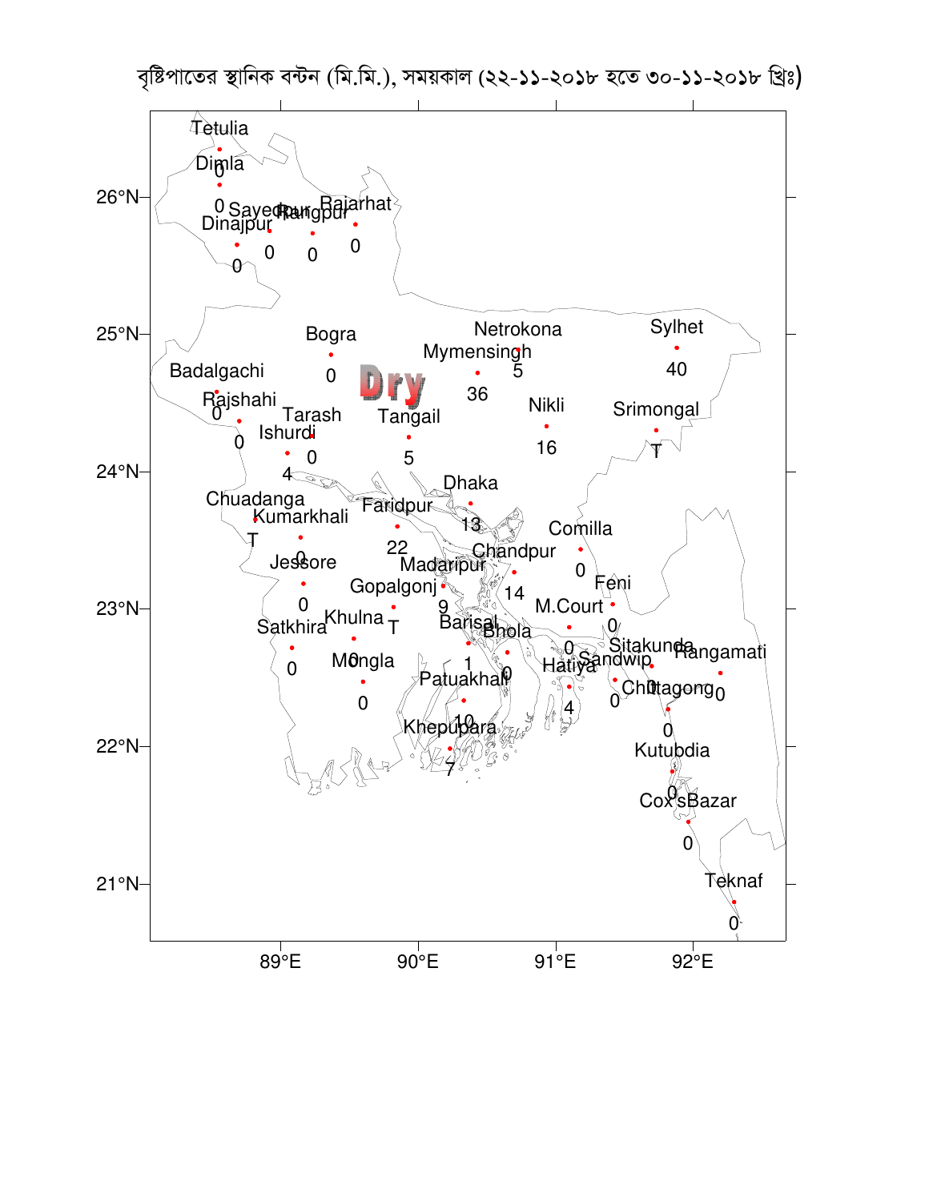বৃষ্টিপাতের স্থানিক বন্টন (মি.মি.), সময়কাল (২২-১১-২০১৮ হতে ৩০-১১-২০১৮ খ্রিঃ)

26°N
25°N
24°N
23°N
22°N
21°N

89°E
90°E
91°E
92°E

Dry

Tetulia
Dimla 0
0
Sayedpur
Rangpur
Rajarhat
Dinajpur
0
0
0
0
Bogra
0
Netrokona
Mymensingh
5
36
Sylhet
40
Badalgachi
0
Rajshahi
0
Tarash
Ishurdi
0
4
Tangail
5
Nikli
16
Srimongal
T
Dhaka
13
Chuadanga
T
Kumarkhali
0
Faridpur
22
Comilla
0
Chandpur
14
Madaripur
9
Jessore
0
Gopalgonj
T
Feni
0
M.Court
0
Satkhira
0
Khulna
0
Barisal
1
Bhola
0
Mongla
0
Patuakhali
10
Hatiya
4
Sandwip
0
Sitakunda
0
Rangamati
0
Chittagong
0
Khepupara
7
Kutubdia
0
Cox'sBazar
0
Teknaf
0